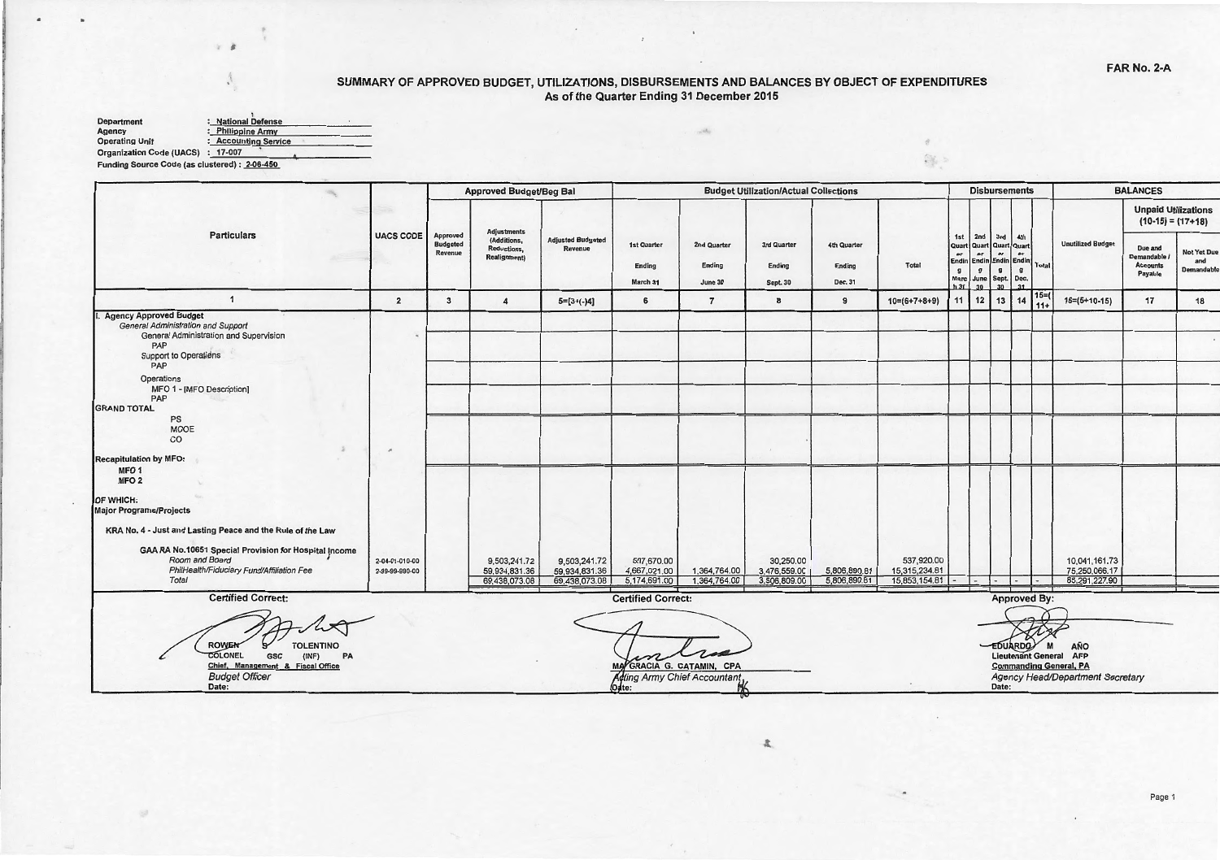FAR No. 2-A

# SUMMARY OF APPROVED BUDGET, UTILIZATIONS, DISBURSEMENTS AND BALANCES BY OBJECT OF EXPENDITURES

## As of the Quarter Ending 31 December 2015

**Department** : National Defense
**Agency** : Philippine Army
**Operating Unit** : Accounting Service
**Organization Code (UACS)** : 17-007
**Funding Source Code (as clustered)** : 2-06-450

| Particulars | UACS CODE | Approved Budget/Beg Bal | | | Budget Utilization/Actual Collections | | | | | Disbursements | | | | | BALANCES | | |
|---|---|---|---|---|---|---|---|---|---|---|---|---|---|---|---|---|---|
| | | Approved Budgeted Revenue | Adjustments (Additions, Reductions, Realignment) | Adjusted Budgeted Revenue | 1st Quarter Ending March 31 | 2nd Quarter Ending June 30 | 3rd Quarter Ending Sept. 30 | 4th Quarter Ending Dec. 31 | Total | 1st Quarter Ending March 31 | 2nd Quarter Ending June 30 | 3rd Quarter Ending Sept. 30 | 4th Quarter Ending Dec. 31 | Total | Unutilized Budget | Unpaid Utilizations (10-15) = (17+18) | |
| | | | | | | | | | | | | | | | | Due and Demandable / Accounts Payable | Not Yet Due and Demandable |
| 1 | 2 | 3 | 4 | 5=[3+(-)4] | 6 | 7 | 8 | 9 | 10=(6+7+8+9) | 11 | 12 | 13 | 14 | 15=(11+...) | 16=(5+10-15) | 17 | 18 |
| I. Agency Approved Budget | | | | | | | | | | | | | | | | | |
| General Administration and Support | | | | | | | | | | | | | | | | | |
| General Administration and Supervision | | | | | | | | | | | | | | | | | |
| PAP | | | | | | | | | | | | | | | | | |
| Support to Operations | | | | | | | | | | | | | | | | | |
| PAP | | | | | | | | | | | | | | | | | |
| Operations | | | | | | | | | | | | | | | | | |
| MFO 1 - [MFO Description] | | | | | | | | | | | | | | | | | |
| PAP | | | | | | | | | | | | | | | | | |
| GRAND TOTAL | | | | | | | | | | | | | | | | | |
| PS | | | | | | | | | | | | | | | | | |
| MOOE | | | | | | | | | | | | | | | | | |
| CO | | | | | | | | | | | | | | | | | |
| Recapitulation by MFO: | | | | | | | | | | | | | | | | | |
| MFO 1 | | | | | | | | | | | | | | | | | |
| MFO 2 | | | | | | | | | | | | | | | | | |
| OF WHICH: | | | | | | | | | | | | | | | | | |
| Major Programs/Projects | | | | | | | | | | | | | | | | | |
| KRA No. 4 - Just and Lasting Peace and the Rule of the Law | | | | | | | | | | | | | | | | | |
| GAA RA No.10651 Special Provision for Hospital Income | | | | | | | | | | | | | | | | | |
| *Room and Board* | 2-04-01-010-00 | | 9,503,241.72 | 9,503,241.72 | 507,670.00 | | 30,250.00 | | 537,920.00 | | | | | | 10,041,161.73 | | |
| *PhilHealth/Fiduciary Fund/Affiliation Fee* | 2-99-99-990-00 | | 59,934,831.36 | 59,934,831.36 | 4,667,021.00 | 1,364,764.00 | 3,476,559.00 | 5,806,890.81 | 15,315,234.81 | | | | | | 75,250,066.17 | | |
| *Total* | | | 69,438,073.08 | 69,438,073.08 | 5,174,691.00 | 1,364,764.00 | 3,506,809.00 | 5,806,890.81 | 15,853,154.81 | - | - | - | - | - | 85,291,227.90 | | |

**Certified Correct:**

ROWEN S TOLENTINO
COLONEL GSC (INF) PA
Chief, Management & Fiscal Office
*Budget Officer*
Date:

**Certified Correct:**

MA GRACIA G. CATAMIN, CPA
*Acting Army Chief Accountant*
Date:

**Approved By:**

EDUARDO M AÑO
Lieutenant General AFP
Commanding General, PA
*Agency Head/Department Secretary*
Date: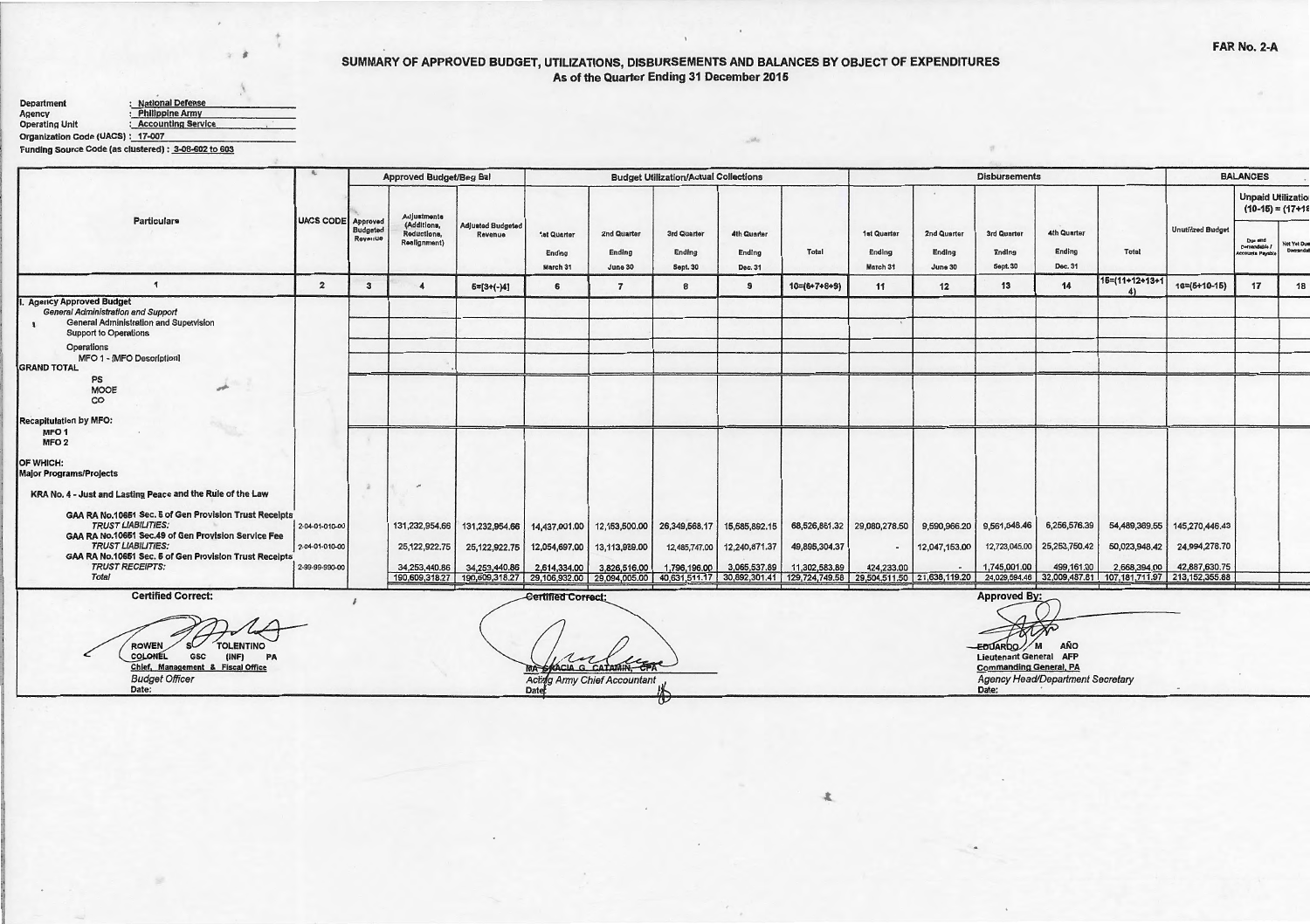FAR No. 2-A

# SUMMARY OF APPROVED BUDGET, UTILIZATIONS, DISBURSEMENTS AND BALANCES BY OBJECT OF EXPENDITURES

## As of the Quarter Ending 31 December 2015

Department : National Defense
Agency : Philippine Army
Operating Unit : Accounting Service
Organization Code (UACS) : 17-007
Funding Source Code (as clustered) : 3-08-602 to 603

| Particulars | UACS CODE | Approved Budget/Beg Bal | | | Budget Utilization/Actual Collections | | | | | Disbursements | | | | | BALANCES | | |
|---|---|---|---|---|---|---|---|---|---|---|---|---|---|---|---|---|---|
| | | Approved Budgeted Revenue | Adjustments (Additions, Reductions, Realignment) | Adjusted Budgeted Revenue | 1st Quarter Ending March 31 | 2nd Quarter Ending June 30 | 3rd Quarter Ending Sept. 30 | 4th Quarter Ending Dec. 31 | Total | 1st Quarter Ending March 31 | 2nd Quarter Ending June 30 | 3rd Quarter Ending Sept. 30 | 4th Quarter Ending Dec. 31 | Total | Unutilized Budget | Unpaid Utilization (10-15) = (17+18) | |
| | | | | | | | | | | | | | | | | Due and Demandable / Accounts Payable | Not Yet Due and Demandable |
| 1 | 2 | 3 | 4 | 5=[3+(-)4] | 6 | 7 | 8 | 9 | 10=(6+7+8+9) | 11 | 12 | 13 | 14 | 15=(11+12+13+14) | 16=(5+10-15) | 17 | 18 |
| I. Agency Approved Budget | | | | | | | | | | | | | | | | | |
| *General Administration and Support* | | | | | | | | | | | | | | | | | |
| General Administration and Supervision | | | | | | | | | | | | | | | | | |
| Support to Operations | | | | | | | | | | | | | | | | | |
| Operations | | | | | | | | | | | | | | | | | |
| MFO 1 - [MFO Description] | | | | | | | | | | | | | | | | | |
| GRAND TOTAL | | | | | | | | | | | | | | | | | |
| PS | | | | | | | | | | | | | | | | | |
| MOOE | | | | | | | | | | | | | | | | | |
| CO | | | | | | | | | | | | | | | | | |
| Recapitulation by MFO: | | | | | | | | | | | | | | | | | |
| MFO 1 | | | | | | | | | | | | | | | | | |
| MFO 2 | | | | | | | | | | | | | | | | | |
| OF WHICH: | | | | | | | | | | | | | | | | | |
| Major Programs/Projects | | | | | | | | | | | | | | | | | |
| KRA No. 4 - Just and Lasting Peace and the Rule of the Law | | | | | | | | | | | | | | | | | |
| GAA RA No.10651 Sec. 5 of Gen Provision Trust Receipts *TRUST LIABILITIES:* | 2-04-01-010-00 | | 131,232,954.66 | 131,232,954.66 | 14,437,001.00 | 12,153,500.00 | 26,349,568.17 | 15,585,892.15 | 68,526,861.32 | 29,080,278.50 | 9,590,966.20 | 9,561,548.46 | 6,256,576.39 | 54,489,369.55 | 145,270,446.43 | | |
| GAA RA No.10651 Sec.49 of Gen Provision Service Fee *TRUST LIABILITIES:* | 2-04-01-010-00 | | 25,122,922.75 | 25,122,922.75 | 12,054,697.00 | 13,113,989.00 | 12,485,747.00 | 12,240,871.37 | 49,895,304.37 | - | 12,047,153.00 | 12,723,045.00 | 25,253,750.42 | 50,023,948.42 | 24,994,278.70 | | |
| GAA RA No.10651 Sec. 5 of Gen Provision Trust Receipts *TRUST RECEIPTS:* | 2-99-99-990-00 | | 34,253,440.86 | 34,253,440.86 | 2,614,334.00 | 3,826,516.00 | 1,796,196.00 | 3,065,537.89 | 11,302,583.89 | 424,233.00 | - | 1,745,001.00 | 499,161.00 | 2,668,394.00 | 42,887,630.75 | | |
| *Total* | | | 190,609,318.27 | 190,609,318.27 | 29,106,932.00 | 29,094,005.00 | 40,631,511.17 | 30,892,301.41 | 129,724,749.58 | 29,504,511.50 | 21,638,119.20 | 24,029,594.46 | 32,009,487.81 | 107,181,711.97 | 213,152,355.88 | | |

**Certified Correct:**

ROWEN S TOLENTINO
COLONEL GSC (INF) PA
Chief, Management & Fiscal Office
*Budget Officer*
Date:

**Certified Correct:**

MA GRACIA G CATAMIN, CPA
*Acting Army Chief Accountant*
Date:

**Approved By:**

EDUARDO M AÑO
Lieutenant General AFP
Commanding General, PA
*Agency Head/Department Secretary*
Date: